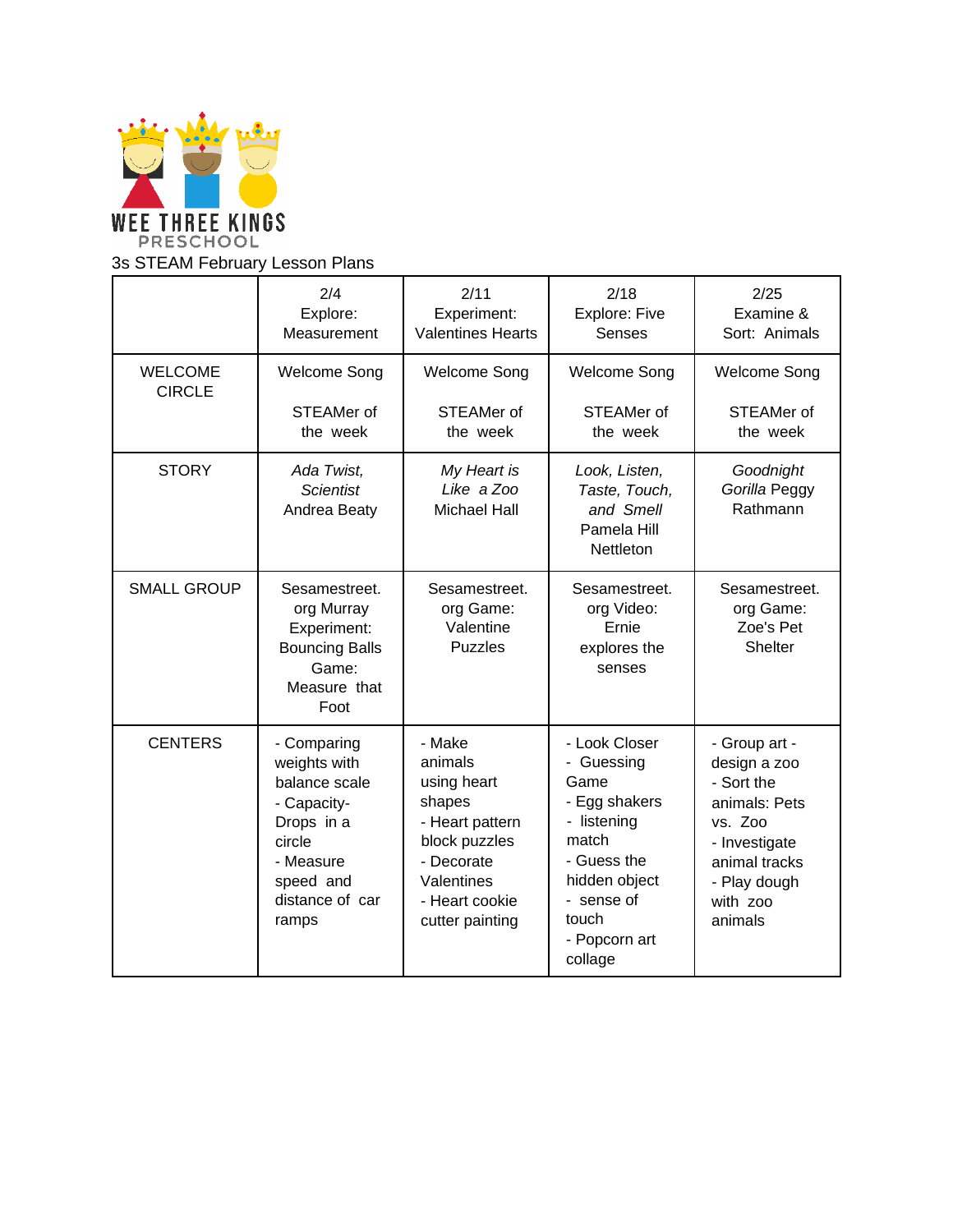WEE THREE KINGS PRESCHOOL

3s STEAM February Lesson Plans

| | 2/4 Explore: Measurement | 2/11 Experiment: Valentines Hearts | 2/18 Explore: Five Senses | 2/25 Examine & Sort: Animals |
|---|---|---|---|---|
| WELCOME CIRCLE | Welcome Song<br><br>STEAMer of the week | Welcome Song<br><br>STEAMer of the week | Welcome Song<br><br>STEAMer of the week | Welcome Song<br><br>STEAMer of the week |
| STORY | *Ada Twist, Scientist* Andrea Beaty | *My Heart is Like a Zoo* Michael Hall | *Look, Listen, Taste, Touch, and Smell* Pamela Hill Nettleton | *Goodnight Gorilla* Peggy Rathmann |
| SMALL GROUP | Sesamestreet.org Murray Experiment: Bouncing Balls Game: Measure that Foot | Sesamestreet.org Game: Valentine Puzzles | Sesamestreet.org Video: Ernie explores the senses | Sesamestreet.org Game: Zoe's Pet Shelter |
| CENTERS | - Comparing weights with balance scale<br>- Capacity- Drops in a circle<br>- Measure speed and distance of car ramps | - Make animals using heart shapes<br>- Heart pattern block puzzles<br>- Decorate Valentines<br>- Heart cookie cutter painting | - Look Closer<br>- Guessing Game<br>- Egg shakers<br>- listening match<br>- Guess the hidden object<br>- sense of touch<br>- Popcorn art collage | - Group art - design a zoo<br>- Sort the animals: Pets vs. Zoo<br>- Investigate animal tracks<br>- Play dough with zoo animals |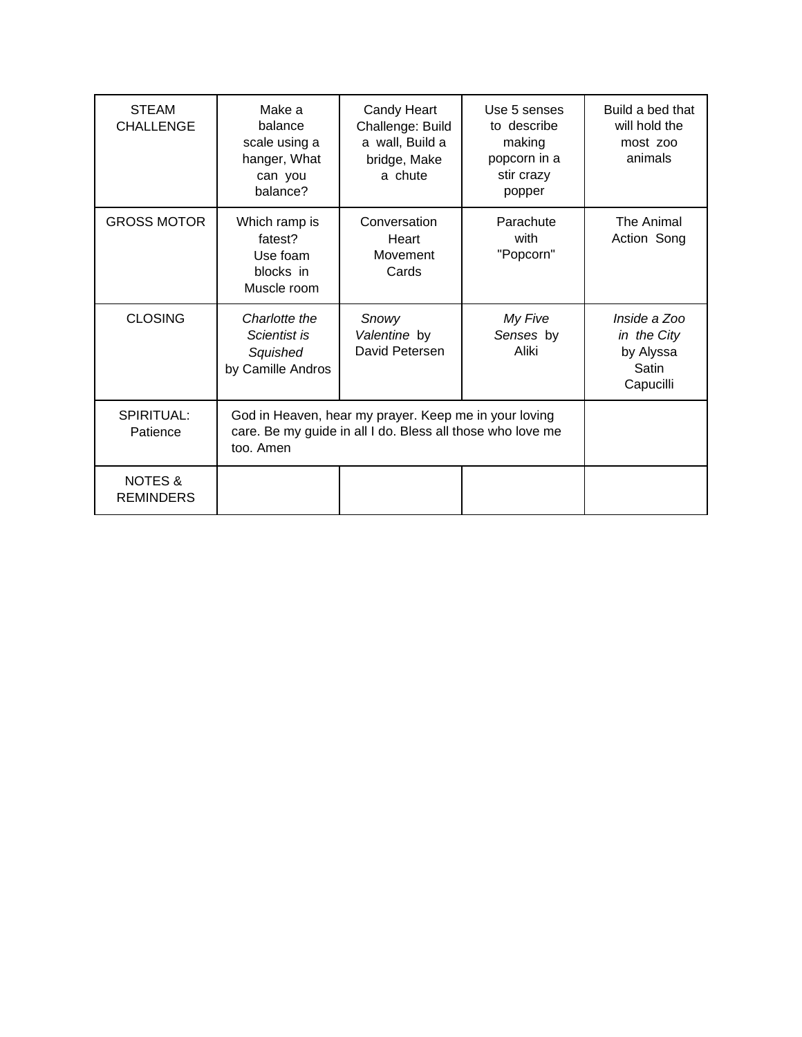| | | | | |
|---|---|---|---|---|
| STEAM CHALLENGE | Make a balance scale using a hanger, What can you balance? | Candy Heart Challenge: Build a wall, Build a bridge, Make a chute | Use 5 senses to describe making popcorn in a stir crazy popper | Build a bed that will hold the most zoo animals |
| GROSS MOTOR | Which ramp is fatest? Use foam blocks in Muscle room | Conversation Heart Movement Cards | Parachute with "Popcorn" | The Animal Action Song |
| CLOSING | *Charlotte the Scientist is Squished* by Camille Andros | *Snowy Valentine* by David Petersen | *My Five Senses* by Aliki | *Inside a Zoo in the City* by Alyssa Satin Capucilli |
| SPIRITUAL: Patience | God in Heaven, hear my prayer. Keep me in your loving care. Be my guide in all I do. Bless all those who love me too. Amen | | | |
| NOTES & REMINDERS | | | | |